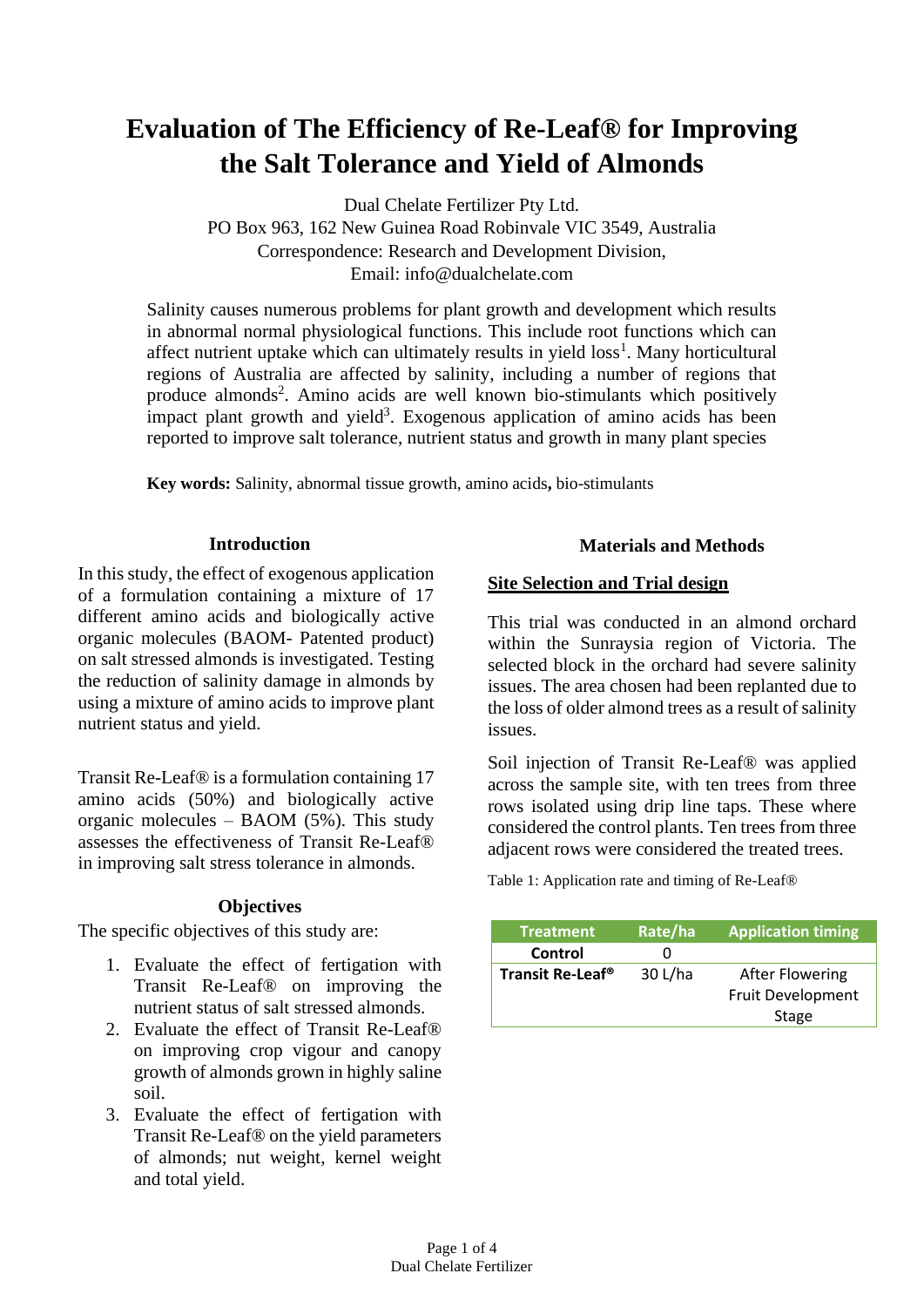# Evaluation of The Efficiency of Re-Leaf® for Improving the Salt Tolerance and Yield of Almonds

Dual Chelate Fertilizer Pty Ltd.
PO Box 963, 162 New Guinea Road Robinvale VIC 3549, Australia
Correspondence: Research and Development Division,
Email: info@dualchelate.com

Salinity causes numerous problems for plant growth and development which results in abnormal normal physiological functions. This include root functions which can affect nutrient uptake which can ultimately results in yield loss[1]. Many horticultural regions of Australia are affected by salinity, including a number of regions that produce almonds[2]. Amino acids are well known bio-stimulants which positively impact plant growth and yield[3]. Exogenous application of amino acids has been reported to improve salt tolerance, nutrient status and growth in many plant species

**Key words:** Salinity, abnormal tissue growth, amino acids**,** bio-stimulants

## Introduction

In this study, the effect of exogenous application of a formulation containing a mixture of 17 different amino acids and biologically active organic molecules (BAOM- Patented product) on salt stressed almonds is investigated. Testing the reduction of salinity damage in almonds by using a mixture of amino acids to improve plant nutrient status and yield.

Transit Re-Leaf® is a formulation containing 17 amino acids (50%) and biologically active organic molecules – BAOM (5%). This study assesses the effectiveness of Transit Re-Leaf® in improving salt stress tolerance in almonds.

## Objectives

The specific objectives of this study are:

1. Evaluate the effect of fertigation with Transit Re-Leaf® on improving the nutrient status of salt stressed almonds.
2. Evaluate the effect of Transit Re-Leaf® on improving crop vigour and canopy growth of almonds grown in highly saline soil.
3. Evaluate the effect of fertigation with Transit Re-Leaf® on the yield parameters of almonds; nut weight, kernel weight and total yield.

## Materials and Methods

### Site Selection and Trial design

This trial was conducted in an almond orchard within the Sunraysia region of Victoria. The selected block in the orchard had severe salinity issues. The area chosen had been replanted due to the loss of older almond trees as a result of salinity issues.

Soil injection of Transit Re-Leaf® was applied across the sample site, with ten trees from three rows isolated using drip line taps. These where considered the control plants. Ten trees from three adjacent rows were considered the treated trees.

Table 1: Application rate and timing of Re-Leaf®

| Treatment | Rate/ha | Application timing |
| --- | --- | --- |
| **Control** | 0 | |
| **Transit Re-Leaf®** | 30 L/ha | After Flowering Fruit Development Stage |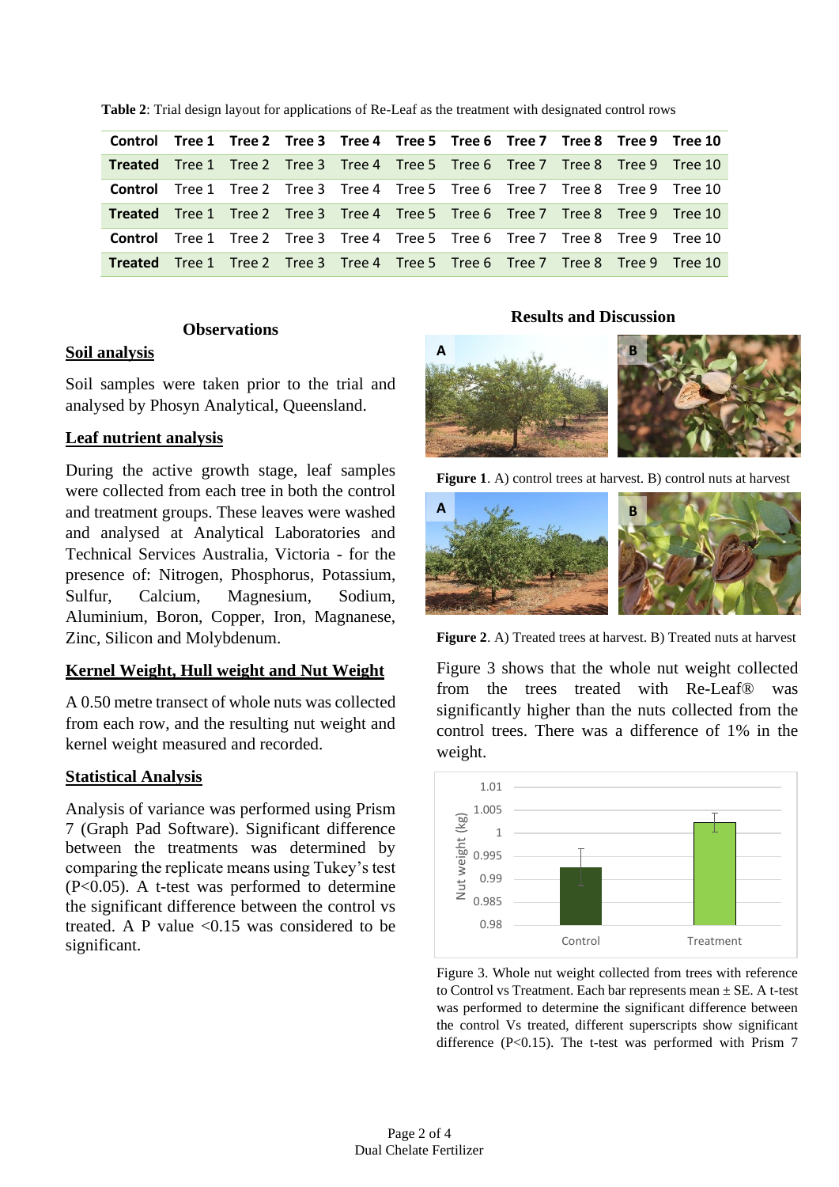**Table 2**: Trial design layout for applications of Re-Leaf as the treatment with designated control rows

| Control | Tree 1 | Tree 2 | Tree 3 | Tree 4 | Tree 5 | Tree 6 | Tree 7 | Tree 8 | Tree 9 | Tree 10 |
|---|---|---|---|---|---|---|---|---|---|---|
| **Treated** | Tree 1 | Tree 2 | Tree 3 | Tree 4 | Tree 5 | Tree 6 | Tree 7 | Tree 8 | Tree 9 | Tree 10 |
| **Control** | Tree 1 | Tree 2 | Tree 3 | Tree 4 | Tree 5 | Tree 6 | Tree 7 | Tree 8 | Tree 9 | Tree 10 |
| **Treated** | Tree 1 | Tree 2 | Tree 3 | Tree 4 | Tree 5 | Tree 6 | Tree 7 | Tree 8 | Tree 9 | Tree 10 |
| **Control** | Tree 1 | Tree 2 | Tree 3 | Tree 4 | Tree 5 | Tree 6 | Tree 7 | Tree 8 | Tree 9 | Tree 10 |
| **Treated** | Tree 1 | Tree 2 | Tree 3 | Tree 4 | Tree 5 | Tree 6 | Tree 7 | Tree 8 | Tree 9 | Tree 10 |

## Observations

### Soil analysis

Soil samples were taken prior to the trial and analysed by Phosyn Analytical, Queensland.

### Leaf nutrient analysis

During the active growth stage, leaf samples were collected from each tree in both the control and treatment groups. These leaves were washed and analysed at Analytical Laboratories and Technical Services Australia, Victoria - for the presence of: Nitrogen, Phosphorus, Potassium, Sulfur, Calcium, Magnesium, Sodium, Aluminium, Boron, Copper, Iron, Magnanese, Zinc, Silicon and Molybdenum.

### Kernel Weight, Hull weight and Nut Weight

A 0.50 metre transect of whole nuts was collected from each row, and the resulting nut weight and kernel weight measured and recorded.

### Statistical Analysis

Analysis of variance was performed using Prism 7 (Graph Pad Software). Significant difference between the treatments was determined by comparing the replicate means using Tukey's test ($P<0.05$). A t-test was performed to determine the significant difference between the control vs treated. A P value $<0.15$ was considered to be significant.

## Results and Discussion

**Figure 1**. A) control trees at harvest. B) control nuts at harvest

**Figure 2**. A) Treated trees at harvest. B) Treated nuts at harvest

Figure 3 shows that the whole nut weight collected from the trees treated with Re-Leaf® was significantly higher than the nuts collected from the control trees. There was a difference of 1% in the weight.

Figure 3. Whole nut weight collected from trees with reference to Control vs Treatment. Each bar represents mean ± SE. A t-test was performed to determine the significant difference between the control Vs treated, different superscripts show significant difference ($P<0.15$). The t-test was performed with Prism 7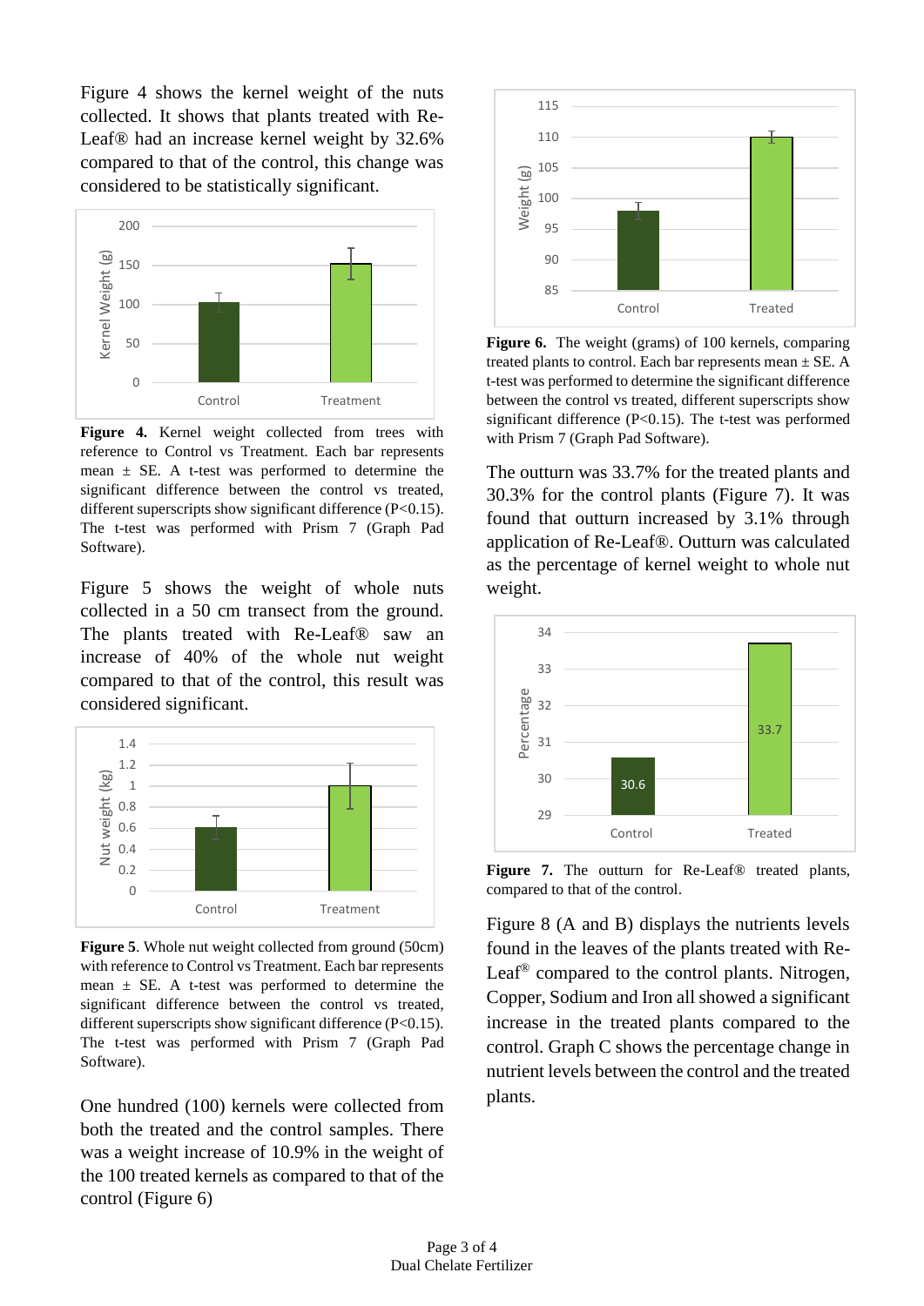Figure 4 shows the kernel weight of the nuts collected. It shows that plants treated with Re-Leaf® had an increase kernel weight by 32.6% compared to that of the control, this change was considered to be statistically significant.

**Figure 4.** Kernel weight collected from trees with reference to Control vs Treatment. Each bar represents mean ± SE. A t-test was performed to determine the significant difference between the control vs treated, different superscripts show significant difference (P<0.15). The t-test was performed with Prism 7 (Graph Pad Software).

Figure 5 shows the weight of whole nuts collected in a 50 cm transect from the ground. The plants treated with Re-Leaf® saw an increase of 40% of the whole nut weight compared to that of the control, this result was considered significant.

**Figure 5**. Whole nut weight collected from ground (50cm) with reference to Control vs Treatment. Each bar represents mean ± SE. A t-test was performed to determine the significant difference between the control vs treated, different superscripts show significant difference (P<0.15). The t-test was performed with Prism 7 (Graph Pad Software).

One hundred (100) kernels were collected from both the treated and the control samples. There was a weight increase of 10.9% in the weight of the 100 treated kernels as compared to that of the control (Figure 6)

**Figure 6.** The weight (grams) of 100 kernels, comparing treated plants to control. Each bar represents mean ± SE. A t-test was performed to determine the significant difference between the control vs treated, different superscripts show significant difference (P<0.15). The t-test was performed with Prism 7 (Graph Pad Software).

The outturn was 33.7% for the treated plants and 30.3% for the control plants (Figure 7). It was found that outturn increased by 3.1% through application of Re-Leaf®. Outturn was calculated as the percentage of kernel weight to whole nut weight.

**Figure 7.** The outturn for Re-Leaf® treated plants, compared to that of the control.

Figure 8 (A and B) displays the nutrients levels found in the leaves of the plants treated with Re-Leaf® compared to the control plants. Nitrogen, Copper, Sodium and Iron all showed a significant increase in the treated plants compared to the control. Graph C shows the percentage change in nutrient levels between the control and the treated plants.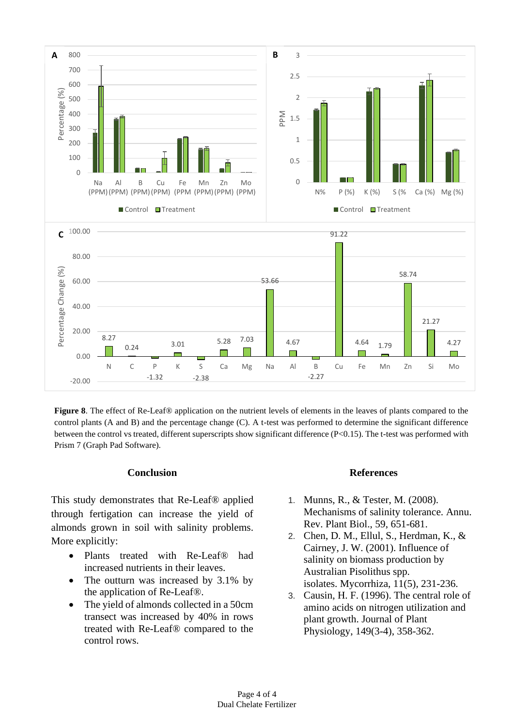A

800
700
600
500
400
300
200
100
0

Percentage (%)

Na (PPM) Al (PPM) B (PPM) Cu (PPM) Fe (PPM Mn (PPM) Zn (PPM) Mo (PPM)

Control Treatment

B

3
2.5
2
1.5
1
0.5
0

PPM

N% P (%) K (%) S (% Ca (%) Mg (%)

Control Treatment

C

100.00
80.00
60.00
40.00
20.00
0.00
-20.00

Percentage Change (%)

8.27 0.24 -1.32 3.01 -2.38 5.28 7.03 53.66 4.67 -2.27 91.22 4.64 1.79 58.74 21.27 4.27

N C P K S Ca Mg Na Al B Cu Fe Mn Zn Si Mo

**Figure 8**. The effect of Re-Leaf® application on the nutrient levels of elements in the leaves of plants compared to the control plants (A and B) and the percentage change (C). A t-test was performed to determine the significant difference between the control vs treated, different superscripts show significant difference ($P<0.15$). The t-test was performed with Prism 7 (Graph Pad Software).

## Conclusion

This study demonstrates that Re-Leaf® applied through fertigation can increase the yield of almonds grown in soil with salinity problems. More explicitly:

- Plants treated with Re-Leaf® had increased nutrients in their leaves.
- The outturn was increased by 3.1% by the application of Re-Leaf®.
- The yield of almonds collected in a 50cm transect was increased by 40% in rows treated with Re-Leaf® compared to the control rows.

## References

1. Munns, R., & Tester, M. (2008). Mechanisms of salinity tolerance. Annu. Rev. Plant Biol., 59, 651-681.
2. Chen, D. M., Ellul, S., Herdman, K., & Cairney, J. W. (2001). Influence of salinity on biomass production by Australian Pisolithus spp. isolates. Mycorrhiza, 11(5), 231-236.
3. Causin, H. F. (1996). The central role of amino acids on nitrogen utilization and plant growth. Journal of Plant Physiology, 149(3-4), 358-362.